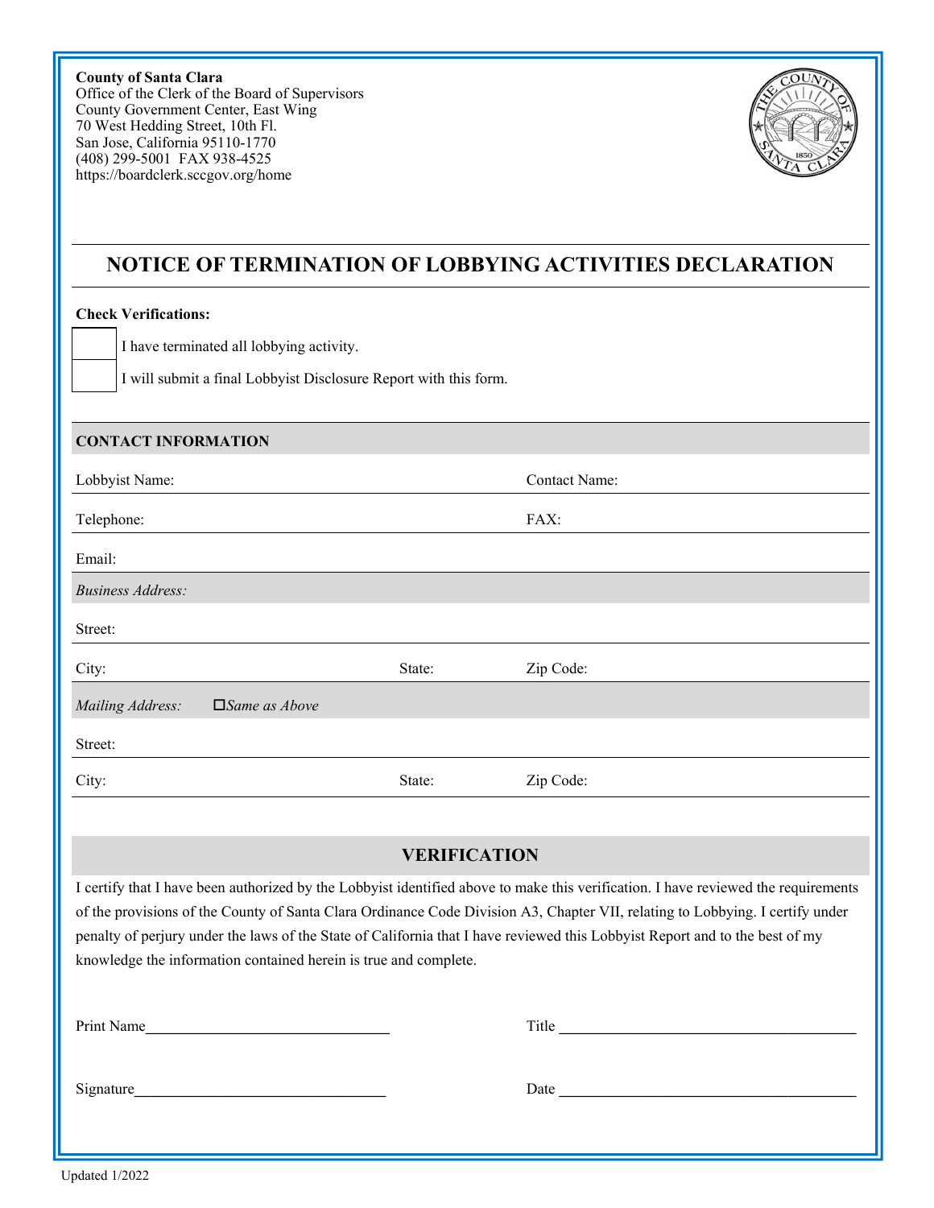**County of Santa Clara**
Office of the Clerk of the Board of Supervisors
County Government Center, East Wing
70 West Hedding Street, 10th Fl.
San Jose, California 95110-1770
(408) 299-5001 FAX 938-4525
https://boardclerk.sccgov.org/home

# NOTICE OF TERMINATION OF LOBBYING ACTIVITIES DECLARATION

**Check Verifications:**

☐ I have terminated all lobbying activity.

☐ I will submit a final Lobbyist Disclosure Report with this form.

| **CONTACT INFORMATION** | | |
|---|---|---|
| Lobbyist Name: | | Contact Name: |
| Telephone: | | FAX: |
| Email: | | |
| *Business Address:* | | |
| Street: | | |
| City: | State: | Zip Code: |
| *Mailing Address:* ☐*Same as Above* | | |
| Street: | | |
| City: | State: | Zip Code: |

## VERIFICATION

I certify that I have been authorized by the Lobbyist identified above to make this verification. I have reviewed the requirements of the provisions of the County of Santa Clara Ordinance Code Division A3, Chapter VII, relating to Lobbying. I certify under penalty of perjury under the laws of the State of California that I have reviewed this Lobbyist Report and to the best of my knowledge the information contained herein is true and complete.

Print Name_______________________________ Title _______________________________

Signature_______________________________ Date _______________________________

Updated 1/2022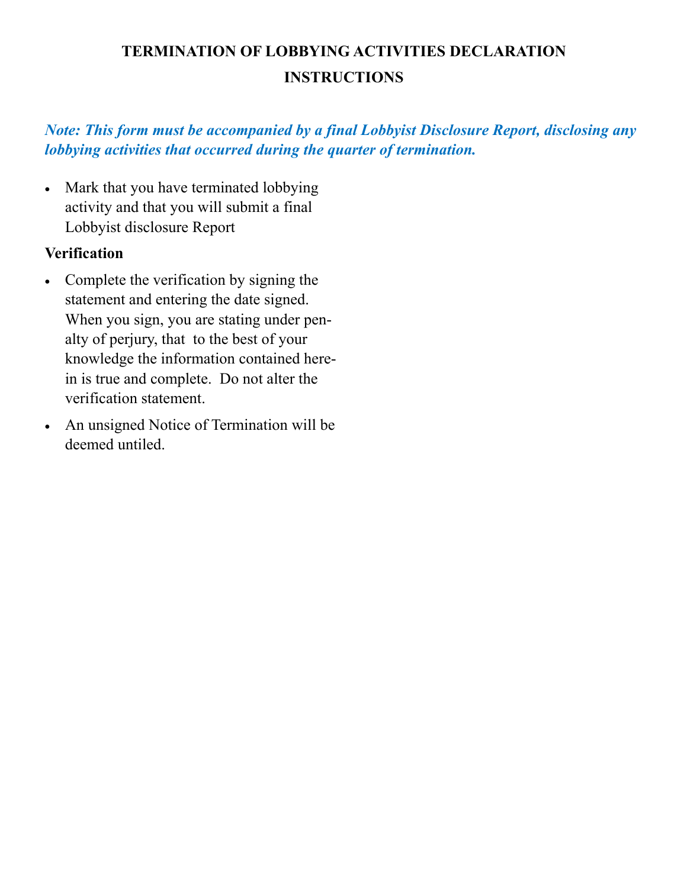# TERMINATION OF LOBBYING ACTIVITIES DECLARATION

## INSTRUCTIONS

***Note: This form must be accompanied by a final Lobbyist Disclosure Report, disclosing any lobbying activities that occurred during the quarter of termination.***

- Mark that you have terminated lobbying activity and that you will submit a final Lobbyist disclosure Report

**Verification**

- Complete the verification by signing the statement and entering the date signed. When you sign, you are stating under penalty of perjury, that to the best of your knowledge the information contained herein is true and complete. Do not alter the verification statement.
- An unsigned Notice of Termination will be deemed untiled.